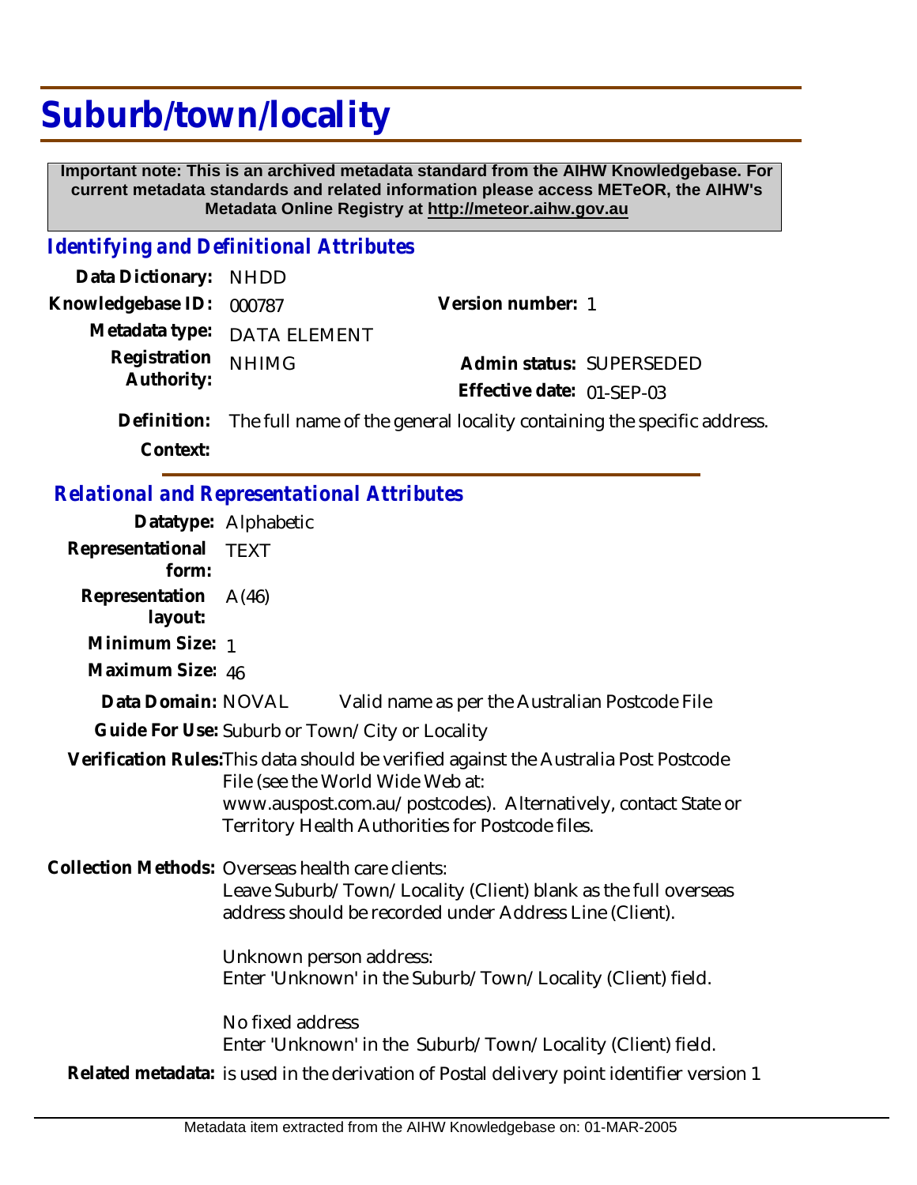# Suburb/town/locality

**Important note: This is an archived metadata standard from the AIHW Knowledgebase. For current metadata standards and related information please access METeOR, the AIHW's Metadata Online Registry at http://meteor.aihw.gov.au**

## *Identifying and Definitional Attributes*

| | | | |
|---|---|---|---|
| **Data Dictionary:** | NHDD | | |
| **Knowledgebase ID:** | 000787 | **Version number:** | 1 |
| **Metadata type:** | DATA ELEMENT | | |
| **Registration Authority:** | NHIMG | **Admin status:** | SUPERSEDED |
| | | **Effective date:** | 01-SEP-03 |

**Definition:** The full name of the general locality containing the specific address.

**Context:**

## *Relational and Representational Attributes*

**Datatype:** Alphabetic

**Representational form:** TEXT

**Representation layout:** A(46)

**Minimum Size:** 1

**Maximum Size:** 46

**Data Domain:** NOVAL Valid name as per the Australian Postcode File

**Guide For Use:** Suburb or Town/City or Locality

**Verification Rules:** This data should be verified against the Australia Post Postcode File (see the World Wide Web at: www.auspost.com.au/postcodes). Alternatively, contact State or Territory Health Authorities for Postcode files.

**Collection Methods:** Overseas health care clients:
Leave Suburb/Town/Locality (Client) blank as the full overseas address should be recorded under Address Line (Client).

Unknown person address:
Enter 'Unknown' in the Suburb/Town/Locality (Client) field.

No fixed address
Enter 'Unknown' in the Suburb/Town/Locality (Client) field.

**Related metadata:** is used in the derivation of Postal delivery point identifier version 1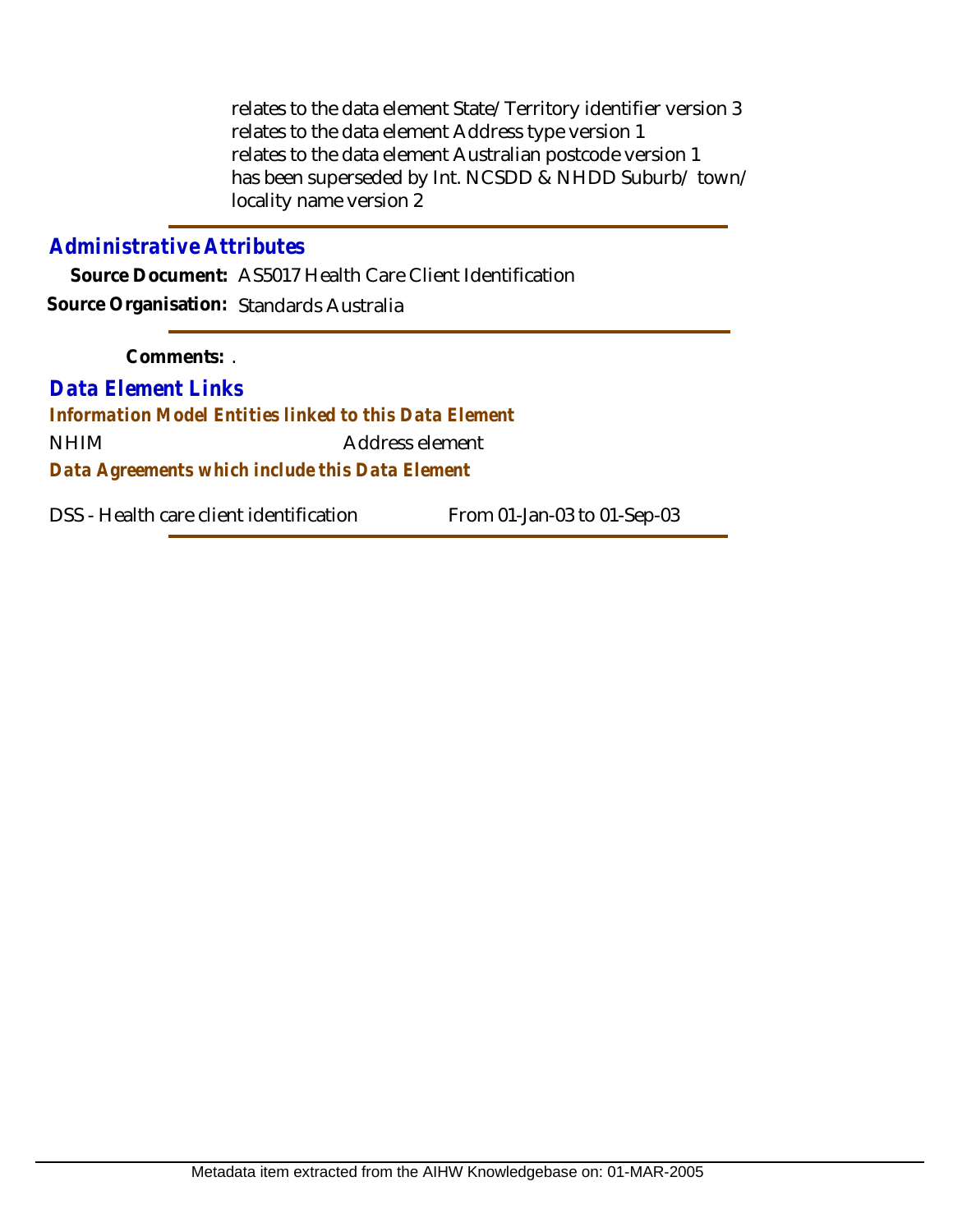relates to the data element State/Territory identifier version 3
relates to the data element Address type version 1
relates to the data element Australian postcode version 1
has been superseded by Int. NCSDD & NHDD Suburb/ town/ locality name version 2

## Administrative Attributes

**Source Document:** AS5017 Health Care Client Identification

**Source Organisation:** Standards Australia

**Comments:** .

## Data Element Links

### Information Model Entities linked to this Data Element

| | |
|---|---|
| NHIM | Address element |

### Data Agreements which include this Data Element

| | |
|---|---|
| DSS - Health care client identification | From 01-Jan-03 to 01-Sep-03 |

Metadata item extracted from the AIHW Knowledgebase on: 01-MAR-2005